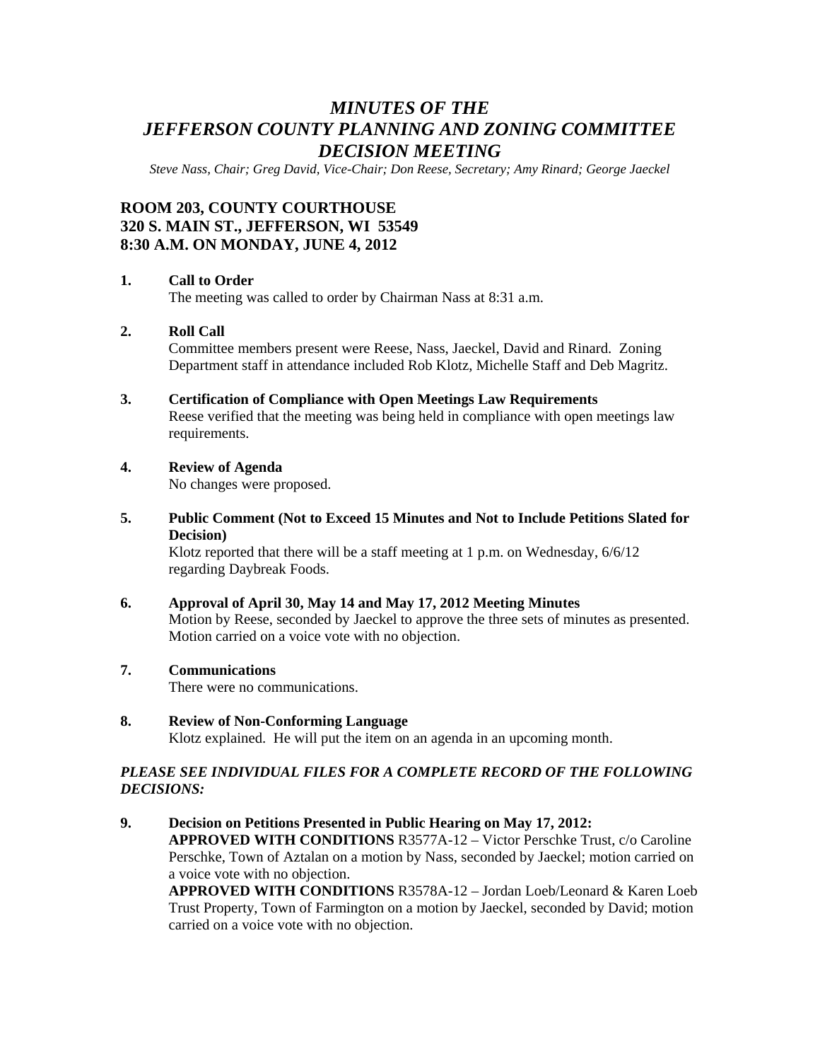# *MINUTES OF THE JEFFERSON COUNTY PLANNING AND ZONING COMMITTEE DECISION MEETING*

*Steve Nass, Chair; Greg David, Vice-Chair; Don Reese, Secretary; Amy Rinard; George Jaeckel*

**ROOM 203, COUNTY COURTHOUSE**
**320 S. MAIN ST., JEFFERSON, WI 53549**
**8:30 A.M. ON MONDAY, JUNE 4, 2012**

**1. Call to Order**
The meeting was called to order by Chairman Nass at 8:31 a.m.

**2. Roll Call**
Committee members present were Reese, Nass, Jaeckel, David and Rinard. Zoning Department staff in attendance included Rob Klotz, Michelle Staff and Deb Magritz.

**3. Certification of Compliance with Open Meetings Law Requirements**
Reese verified that the meeting was being held in compliance with open meetings law requirements.

**4. Review of Agenda**
No changes were proposed.

**5. Public Comment (Not to Exceed 15 Minutes and Not to Include Petitions Slated for Decision)**
Klotz reported that there will be a staff meeting at 1 p.m. on Wednesday, 6/6/12 regarding Daybreak Foods.

**6. Approval of April 30, May 14 and May 17, 2012 Meeting Minutes**
Motion by Reese, seconded by Jaeckel to approve the three sets of minutes as presented. Motion carried on a voice vote with no objection.

**7. Communications**
There were no communications.

**8. Review of Non-Conforming Language**
Klotz explained. He will put the item on an agenda in an upcoming month.

***PLEASE SEE INDIVIDUAL FILES FOR A COMPLETE RECORD OF THE FOLLOWING DECISIONS:***

**9. Decision on Petitions Presented in Public Hearing on May 17, 2012:**
**APPROVED WITH CONDITIONS** R3577A-12 – Victor Perschke Trust, c/o Caroline Perschke, Town of Aztalan on a motion by Nass, seconded by Jaeckel; motion carried on a voice vote with no objection.
**APPROVED WITH CONDITIONS** R3578A-12 – Jordan Loeb/Leonard & Karen Loeb Trust Property, Town of Farmington on a motion by Jaeckel, seconded by David; motion carried on a voice vote with no objection.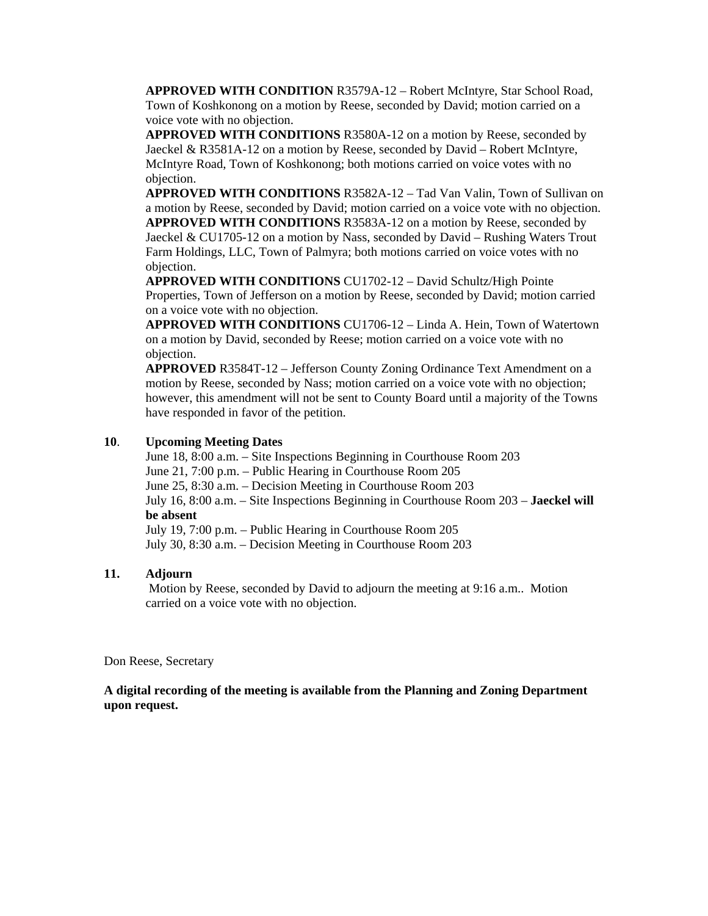**APPROVED WITH CONDITION** R3579A-12 – Robert McIntyre, Star School Road, Town of Koshkonong on a motion by Reese, seconded by David; motion carried on a voice vote with no objection.

**APPROVED WITH CONDITIONS** R3580A-12 on a motion by Reese, seconded by Jaeckel & R3581A-12 on a motion by Reese, seconded by David – Robert McIntyre, McIntyre Road, Town of Koshkonong; both motions carried on voice votes with no objection.

**APPROVED WITH CONDITIONS** R3582A-12 – Tad Van Valin, Town of Sullivan on a motion by Reese, seconded by David; motion carried on a voice vote with no objection.

**APPROVED WITH CONDITIONS** R3583A-12 on a motion by Reese, seconded by Jaeckel & CU1705-12 on a motion by Nass, seconded by David – Rushing Waters Trout Farm Holdings, LLC, Town of Palmyra; both motions carried on voice votes with no objection.

**APPROVED WITH CONDITIONS** CU1702-12 – David Schultz/High Pointe Properties, Town of Jefferson on a motion by Reese, seconded by David; motion carried on a voice vote with no objection.

**APPROVED WITH CONDITIONS** CU1706-12 – Linda A. Hein, Town of Watertown on a motion by David, seconded by Reese; motion carried on a voice vote with no objection.

**APPROVED** R3584T-12 – Jefferson County Zoning Ordinance Text Amendment on a motion by Reese, seconded by Nass; motion carried on a voice vote with no objection; however, this amendment will not be sent to County Board until a majority of the Towns have responded in favor of the petition.

**10**. **Upcoming Meeting Dates**

June 18, 8:00 a.m. – Site Inspections Beginning in Courthouse Room 203
June 21, 7:00 p.m. – Public Hearing in Courthouse Room 205
June 25, 8:30 a.m. – Decision Meeting in Courthouse Room 203
July 16, 8:00 a.m. – Site Inspections Beginning in Courthouse Room 203 – **Jaeckel will be absent**
July 19, 7:00 p.m. – Public Hearing in Courthouse Room 205
July 30, 8:30 a.m. – Decision Meeting in Courthouse Room 203

**11.** **Adjourn**

Motion by Reese, seconded by David to adjourn the meeting at 9:16 a.m.. Motion carried on a voice vote with no objection.

Don Reese, Secretary

**A digital recording of the meeting is available from the Planning and Zoning Department upon request.**